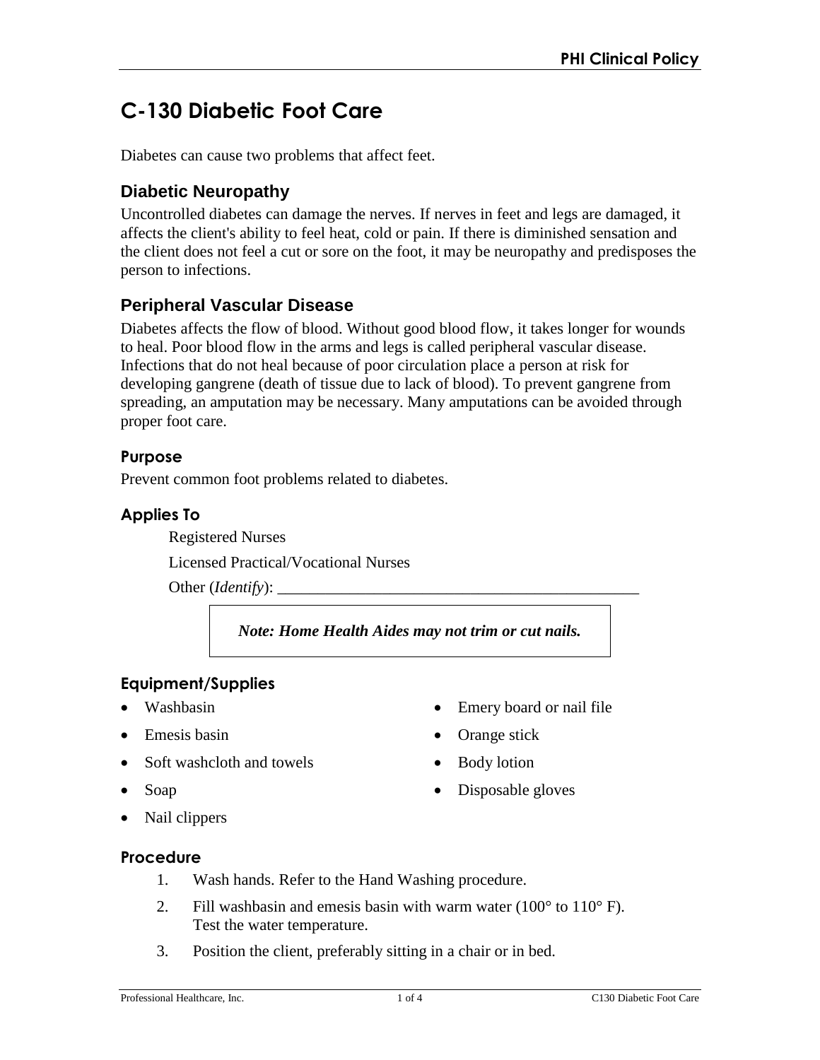# C-130 Diabetic Foot Care

Diabetes can cause two problems that affect feet.

## Diabetic Neuropathy

Uncontrolled diabetes can damage the nerves. If nerves in feet and legs are damaged, it affects the client's ability to feel heat, cold or pain. If there is diminished sensation and the client does not feel a cut or sore on the foot, it may be neuropathy and predisposes the person to infections.

## Peripheral Vascular Disease

Diabetes affects the flow of blood. Without good blood flow, it takes longer for wounds to heal. Poor blood flow in the arms and legs is called peripheral vascular disease. Infections that do not heal because of poor circulation place a person at risk for developing gangrene (death of tissue due to lack of blood). To prevent gangrene from spreading, an amputation may be necessary. Many amputations can be avoided through proper foot care.

### Purpose

Prevent common foot problems related to diabetes.

### Applies To

Registered Nurses

Licensed Practical/Vocational Nurses

Other (*Identify*): ______________________________________________

***Note: Home Health Aides may not trim or cut nails.***

### Equipment/Supplies

- Washbasin
- Emesis basin
- Soft washcloth and towels
- Soap
- Nail clippers
- Emery board or nail file
- Orange stick
- Body lotion
- Disposable gloves

### Procedure

1. Wash hands. Refer to the Hand Washing procedure.
2. Fill washbasin and emesis basin with warm water (100° to 110° F). Test the water temperature.
3. Position the client, preferably sitting in a chair or in bed.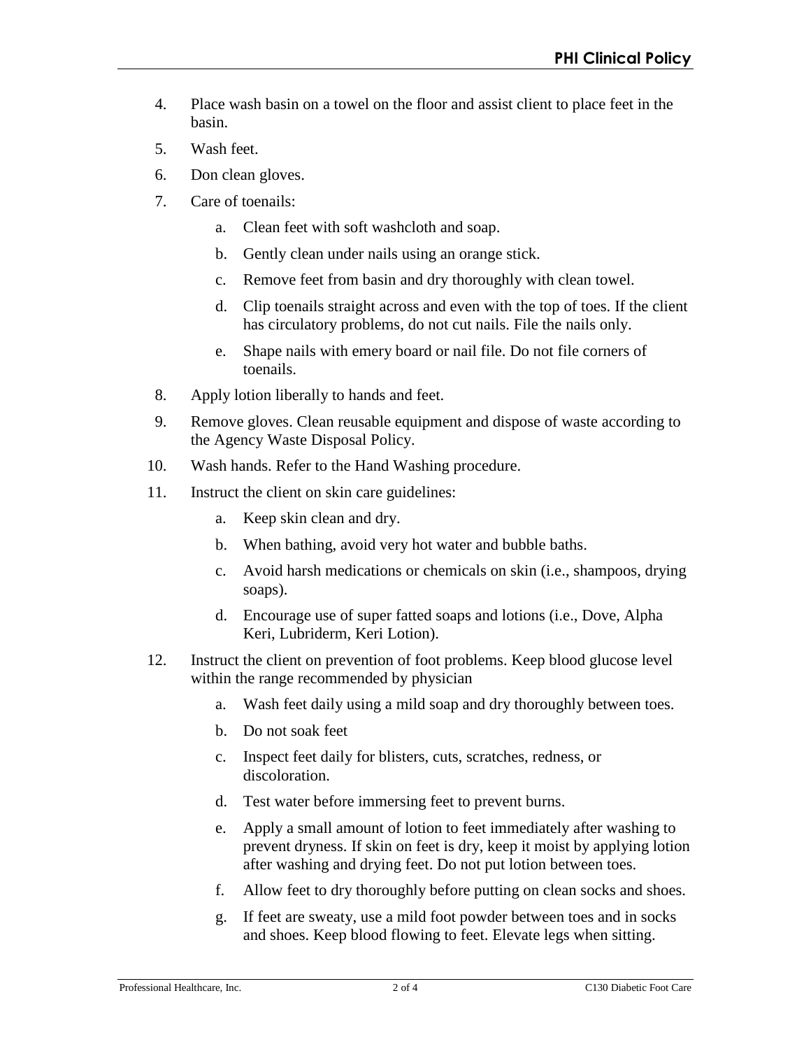4. Place wash basin on a towel on the floor and assist client to place feet in the basin.
5. Wash feet.
6. Don clean gloves.
7. Care of toenails:
    a. Clean feet with soft washcloth and soap.
    b. Gently clean under nails using an orange stick.
    c. Remove feet from basin and dry thoroughly with clean towel.
    d. Clip toenails straight across and even with the top of toes. If the client has circulatory problems, do not cut nails. File the nails only.
    e. Shape nails with emery board or nail file. Do not file corners of toenails.
8. Apply lotion liberally to hands and feet.
9. Remove gloves. Clean reusable equipment and dispose of waste according to the Agency Waste Disposal Policy.
10. Wash hands. Refer to the Hand Washing procedure.
11. Instruct the client on skin care guidelines:
    a. Keep skin clean and dry.
    b. When bathing, avoid very hot water and bubble baths.
    c. Avoid harsh medications or chemicals on skin (i.e., shampoos, drying soaps).
    d. Encourage use of super fatted soaps and lotions (i.e., Dove, Alpha Keri, Lubriderm, Keri Lotion).
12. Instruct the client on prevention of foot problems. Keep blood glucose level within the range recommended by physician
    a. Wash feet daily using a mild soap and dry thoroughly between toes.
    b. Do not soak feet
    c. Inspect feet daily for blisters, cuts, scratches, redness, or discoloration.
    d. Test water before immersing feet to prevent burns.
    e. Apply a small amount of lotion to feet immediately after washing to prevent dryness. If skin on feet is dry, keep it moist by applying lotion after washing and drying feet. Do not put lotion between toes.
    f. Allow feet to dry thoroughly before putting on clean socks and shoes.
    g. If feet are sweaty, use a mild foot powder between toes and in socks and shoes. Keep blood flowing to feet. Elevate legs when sitting.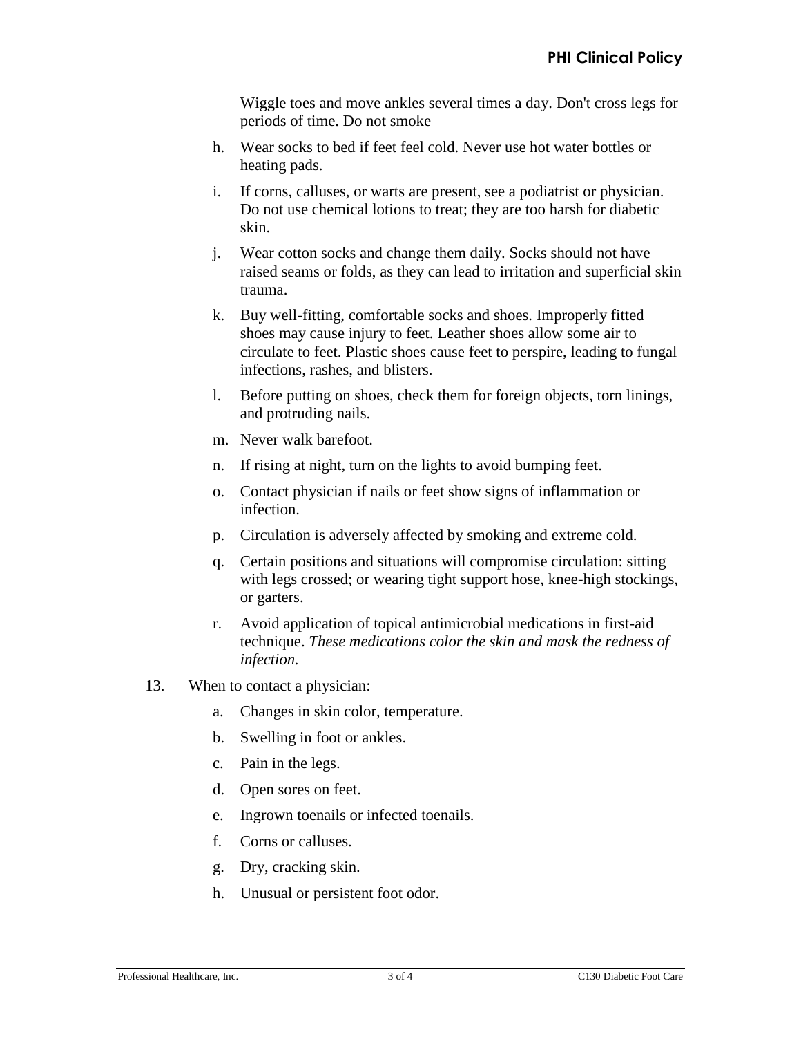Wiggle toes and move ankles several times a day. Don't cross legs for periods of time. Do not smoke

h. Wear socks to bed if feet feel cold. Never use hot water bottles or heating pads.

i. If corns, calluses, or warts are present, see a podiatrist or physician. Do not use chemical lotions to treat; they are too harsh for diabetic skin.

j. Wear cotton socks and change them daily. Socks should not have raised seams or folds, as they can lead to irritation and superficial skin trauma.

k. Buy well-fitting, comfortable socks and shoes. Improperly fitted shoes may cause injury to feet. Leather shoes allow some air to circulate to feet. Plastic shoes cause feet to perspire, leading to fungal infections, rashes, and blisters.

l. Before putting on shoes, check them for foreign objects, torn linings, and protruding nails.

m. Never walk barefoot.

n. If rising at night, turn on the lights to avoid bumping feet.

o. Contact physician if nails or feet show signs of inflammation or infection.

p. Circulation is adversely affected by smoking and extreme cold.

q. Certain positions and situations will compromise circulation: sitting with legs crossed; or wearing tight support hose, knee-high stockings, or garters.

r. Avoid application of topical antimicrobial medications in first-aid technique. *These medications color the skin and mask the redness of infection.*

13. When to contact a physician:

    a. Changes in skin color, temperature.

    b. Swelling in foot or ankles.

    c. Pain in the legs.

    d. Open sores on feet.

    e. Ingrown toenails or infected toenails.

    f. Corns or calluses.

    g. Dry, cracking skin.

    h. Unusual or persistent foot odor.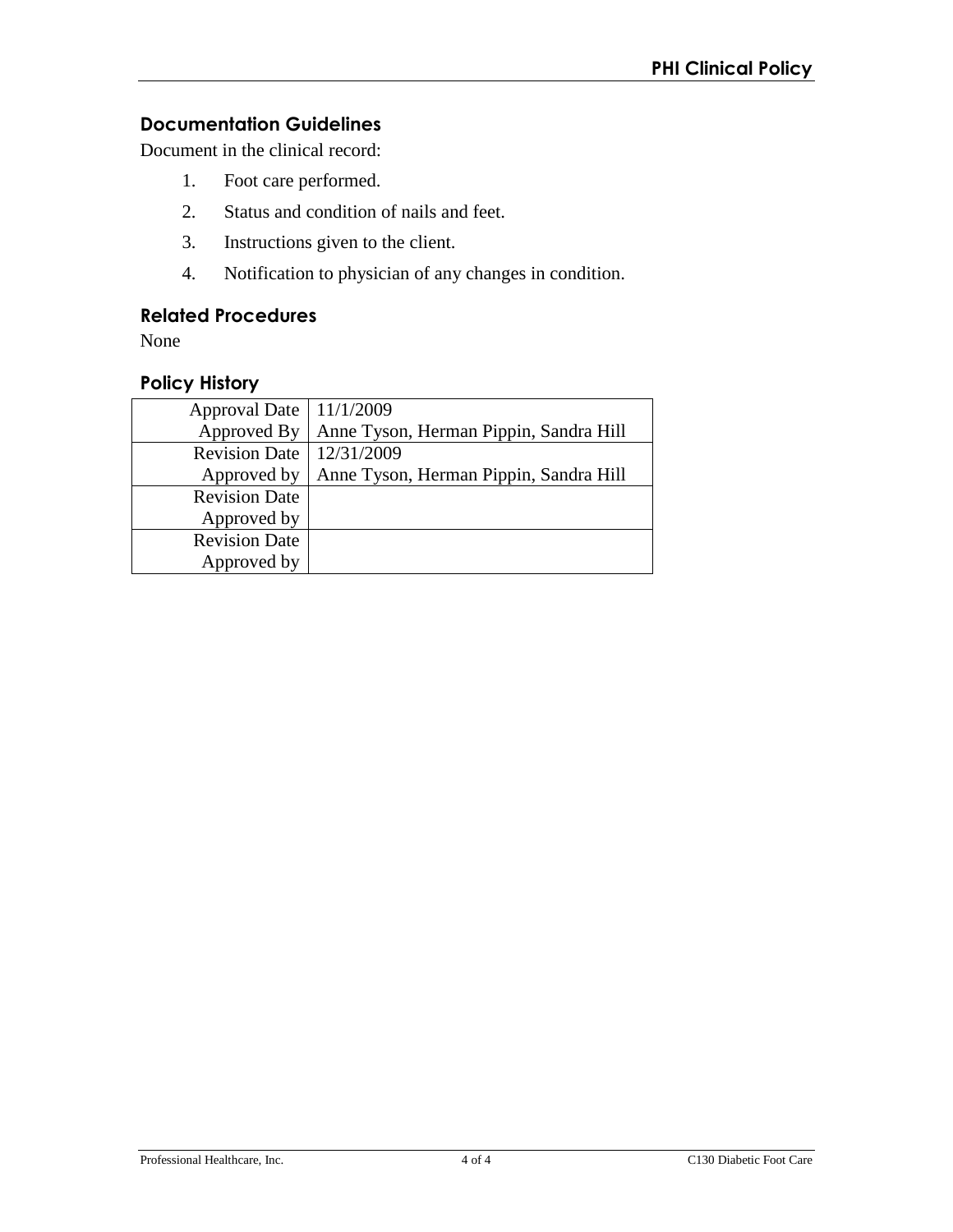## Documentation Guidelines

Document in the clinical record:

1. Foot care performed.
2. Status and condition of nails and feet.
3. Instructions given to the client.
4. Notification to physician of any changes in condition.

## Related Procedures

None

## Policy History

| | |
|---|---|
| Approval Date<br>Approved By | 11/1/2009<br>Anne Tyson, Herman Pippin, Sandra Hill |
| Revision Date<br>Approved by | 12/31/2009<br>Anne Tyson, Herman Pippin, Sandra Hill |
| Revision Date<br>Approved by | |
| Revision Date<br>Approved by | |